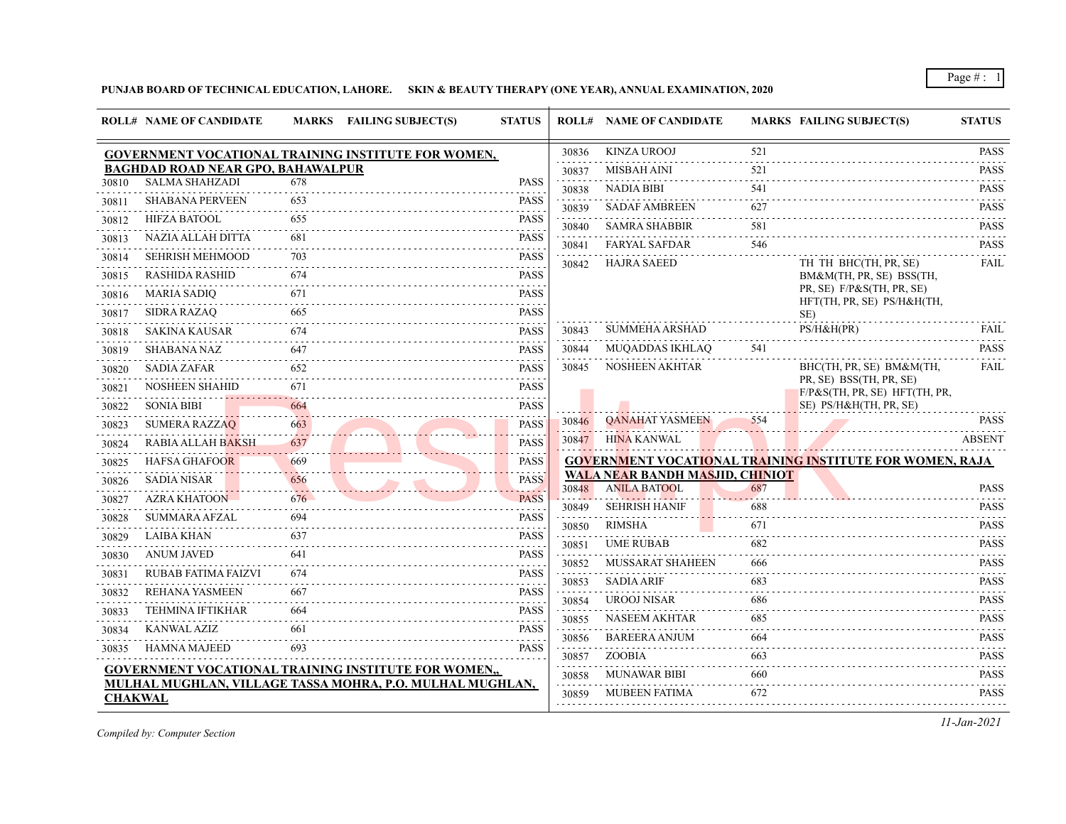**PUNJAB BOARD OF TECHNICAL EDUCATION, LAHORE. SKIN & BEAUTY THERAPY (ONE YEAR), ANNUAL EXAMINATION, 2020**

| ROLL# | NAME OF CANDIDATE | MARKS | FAILING SUBJECT(S) | STATUS |
|---|---|---|---|---|
| **GOVERNMENT VOCATIONAL TRAINING INSTITUTE FOR WOMEN, BAGHDAD ROAD NEAR GPO, BAHAWALPUR** | | | | |
| 30810 | SALMA SHAHZADI | 678 | | PASS |
| 30811 | SHABANA PERVEEN | 653 | | PASS |
| 30812 | HIFZA BATOOL | 655 | | PASS |
| 30813 | NAZIA ALLAH DITTA | 681 | | PASS |
| 30814 | SEHRISH MEHMOOD | 703 | | PASS |
| 30815 | RASHIDA RASHID | 674 | | PASS |
| 30816 | MARIA SADIQ | 671 | | PASS |
| 30817 | SIDRA RAZAQ | 665 | | PASS |
| 30818 | SAKINA KAUSAR | 674 | | PASS |
| 30819 | SHABANA NAZ | 647 | | PASS |
| 30820 | SADIA ZAFAR | 652 | | PASS |
| 30821 | NOSHEEN SHAHID | 671 | | PASS |
| 30822 | SONIA BIBI | 664 | | PASS |
| 30823 | SUMERA RAZZAQ | 663 | | PASS |
| 30824 | RABIA ALLAH BAKSH | 637 | | PASS |
| 30825 | HAFSA GHAFOOR | 669 | | PASS |
| 30826 | SADIA NISAR | 656 | | PASS |
| 30827 | AZRA KHATOON | 676 | | PASS |
| 30828 | SUMMARA AFZAL | 694 | | PASS |
| 30829 | LAIBA KHAN | 637 | | PASS |
| 30830 | ANUM JAVED | 641 | | PASS |
| 30831 | RUBAB FATIMA FAIZVI | 674 | | PASS |
| 30832 | REHANA YASMEEN | 667 | | PASS |
| 30833 | TEHMINA IFTIKHAR | 664 | | PASS |
| 30834 | KANWAL AZIZ | 661 | | PASS |
| 30835 | HAMNA MAJEED | 693 | | PASS |
| **GOVERNMENT VOCATIONAL TRAINING INSTITUTE FOR WOMEN,, MULHAL MUGHLAN, VILLAGE TASSA MOHRA, P.O. MULHAL MUGHLAN, CHAKWAL** | | | | |
| 30836 | KINZA UROOJ | 521 | | PASS |
| 30837 | MISBAH AINI | 521 | | PASS |
| 30838 | NADIA BIBI | 541 | | PASS |
| 30839 | SADAF AMBREEN | 627 | | PASS |
| 30840 | SAMRA SHABBIR | 581 | | PASS |
| 30841 | FARYAL SAFDAR | 546 | | PASS |
| 30842 | HAJRA SAEED | | TH TH BHC(TH, PR, SE) BM&M(TH, PR, SE) BSS(TH, PR, SE) F/P&S(TH, PR, SE) HFT(TH, PR, SE) PS/H&H(TH, SE) | FAIL |
| 30843 | SUMMEHA ARSHAD | | PS/H&H(PR) | FAIL |
| 30844 | MUQADDAS IKHLAQ | 541 | | PASS |
| 30845 | NOSHEEN AKHTAR | | BHC(TH, PR, SE) BM&M(TH, PR, SE) BSS(TH, PR, SE) F/P&S(TH, PR, SE) HFT(TH, PR, SE) PS/H&H(TH, PR, SE) | FAIL |
| 30846 | QANAHAT YASMEEN | 554 | | PASS |
| 30847 | HINA KANWAL | | | ABSENT |
| **GOVERNMENT VOCATIONAL TRAINING INSTITUTE FOR WOMEN, RAJA WALA NEAR BANDH MASJID, CHINIOT** | | | | |
| 30848 | ANILA BATOOL | 687 | | PASS |
| 30849 | SEHRISH HANIF | 688 | | PASS |
| 30850 | RIMSHA | 671 | | PASS |
| 30851 | UME RUBAB | 682 | | PASS |
| 30852 | MUSSARAT SHAHEEN | 666 | | PASS |
| 30853 | SADIA ARIF | 683 | | PASS |
| 30854 | UROOJ NISAR | 686 | | PASS |
| 30855 | NASEEM AKHTAR | 685 | | PASS |
| 30856 | BAREERA ANJUM | 664 | | PASS |
| 30857 | ZOOBIA | 663 | | PASS |
| 30858 | MUNAWAR BIBI | 660 | | PASS |
| 30859 | MUBEEN FATIMA | 672 | | PASS |

*Compiled by: Computer Section*

*11-Jan-2021*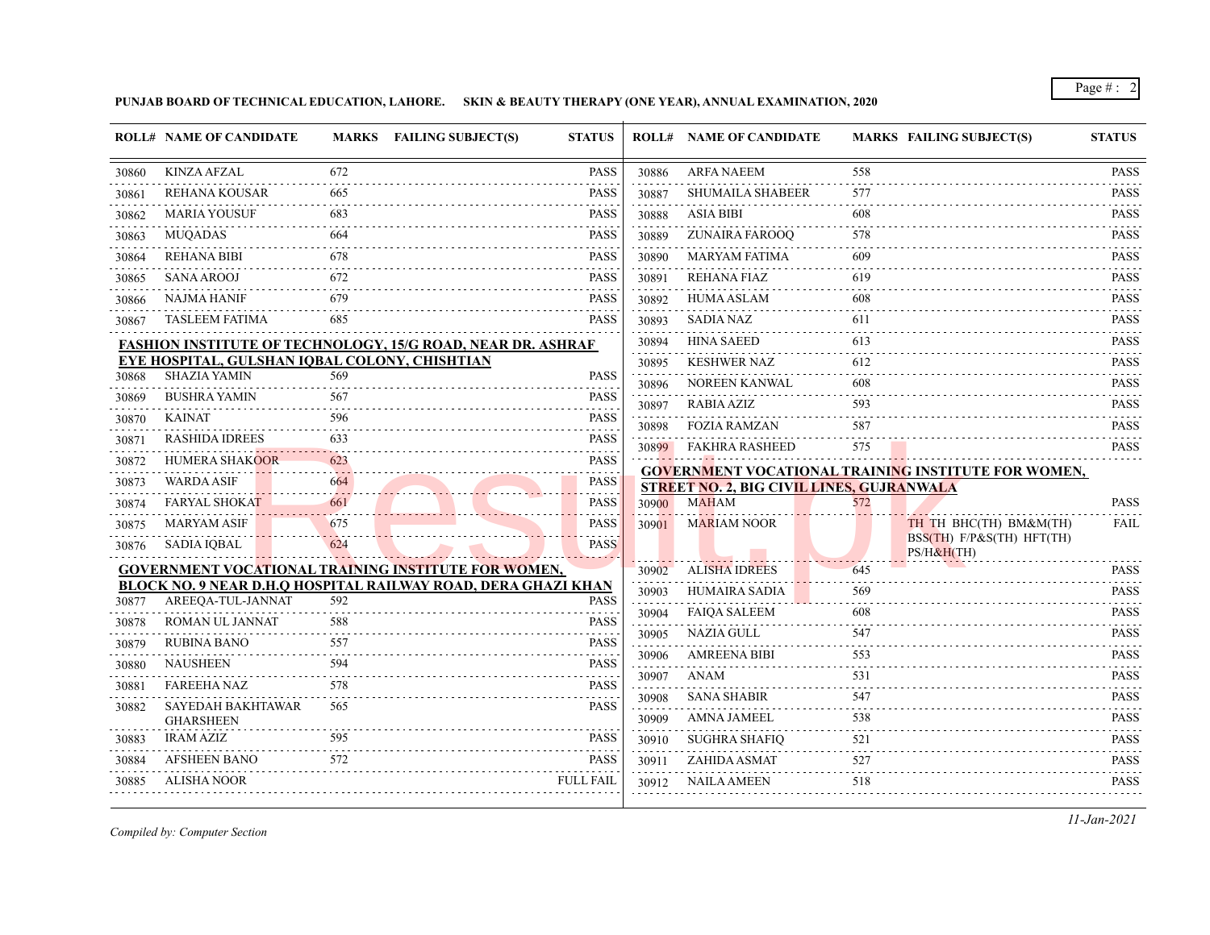**PUNJAB BOARD OF TECHNICAL EDUCATION, LAHORE. SKIN & BEAUTY THERAPY (ONE YEAR), ANNUAL EXAMINATION, 2020**

| ROLL# | NAME OF CANDIDATE | MARKS | FAILING SUBJECT(S) | STATUS |
|---|---|---|---|---|
| 30860 | KINZA AFZAL | 672 | | PASS |
| 30861 | REHANA KOUSAR | 665 | | PASS |
| 30862 | MARIA YOUSUF | 683 | | PASS |
| 30863 | MUQADAS | 664 | | PASS |
| 30864 | REHANA BIBI | 678 | | PASS |
| 30865 | SANA AROOJ | 672 | | PASS |
| 30866 | NAJMA HANIF | 679 | | PASS |
| 30867 | TASLEEM FATIMA | 685 | | PASS |

**FASHION INSTITUTE OF TECHNOLOGY, 15/G ROAD, NEAR DR. ASHRAF EYE HOSPITAL, GULSHAN IQBAL COLONY, CHISHTIAN**

| ROLL# | NAME OF CANDIDATE | MARKS | FAILING SUBJECT(S) | STATUS |
|---|---|---|---|---|
| 30868 | SHAZIA YAMIN | 569 | | PASS |
| 30869 | BUSHRA YAMIN | 567 | | PASS |
| 30870 | KAINAT | 596 | | PASS |
| 30871 | RASHIDA IDREES | 633 | | PASS |
| 30872 | HUMERA SHAKOOR | 623 | | PASS |
| 30873 | WARDA ASIF | 664 | | PASS |
| 30874 | FARYAL SHOKAT | 661 | | PASS |
| 30875 | MARYAM ASIF | 675 | | PASS |
| 30876 | SADIA IQBAL | 624 | | PASS |

**GOVERNMENT VOCATIONAL TRAINING INSTITUTE FOR WOMEN, BLOCK NO. 9 NEAR D.H.Q HOSPITAL RAILWAY ROAD, DERA GHAZI KHAN**

| ROLL# | NAME OF CANDIDATE | MARKS | FAILING SUBJECT(S) | STATUS |
|---|---|---|---|---|
| 30877 | AREEQA-TUL-JANNAT | 592 | | PASS |
| 30878 | ROMAN UL JANNAT | 588 | | PASS |
| 30879 | RUBINA BANO | 557 | | PASS |
| 30880 | NAUSHEEN | 594 | | PASS |
| 30881 | FAREEHA NAZ | 578 | | PASS |
| 30882 | SAYEDAH BAKHTAWAR GHARSHEEN | 565 | | PASS |
| 30883 | IRAM AZIZ | 595 | | PASS |
| 30884 | AFSHEEN BANO | 572 | | PASS |
| 30885 | ALISHA NOOR | | | FULL FAIL |
| 30886 | ARFA NAEEM | 558 | | PASS |
| 30887 | SHUMAILA SHABEER | 577 | | PASS |
| 30888 | ASIA BIBI | 608 | | PASS |
| 30889 | ZUNAIRA FAROOQ | 578 | | PASS |
| 30890 | MARYAM FATIMA | 609 | | PASS |
| 30891 | REHANA FIAZ | 619 | | PASS |
| 30892 | HUMA ASLAM | 608 | | PASS |
| 30893 | SADIA NAZ | 611 | | PASS |
| 30894 | HINA SAEED | 613 | | PASS |
| 30895 | KESHWER NAZ | 612 | | PASS |
| 30896 | NOREEN KANWAL | 608 | | PASS |
| 30897 | RABIA AZIZ | 593 | | PASS |
| 30898 | FOZIA RAMZAN | 587 | | PASS |
| 30899 | FAKHRA RASHEED | 575 | | PASS |

**GOVERNMENT VOCATIONAL TRAINING INSTITUTE FOR WOMEN, STREET NO. 2, BIG CIVIL LINES, GUJRANWALA**

| ROLL# | NAME OF CANDIDATE | MARKS | FAILING SUBJECT(S) | STATUS |
|---|---|---|---|---|
| 30900 | MAHAM | 572 | | PASS |
| 30901 | MARIAM NOOR | | TH TH BHC(TH) BM&M(TH) BSS(TH) F/P&S(TH) HFT(TH) PS/H&H(TH) | FAIL |
| 30902 | ALISHA IDREES | 645 | | PASS |
| 30903 | HUMAIRA SADIA | 569 | | PASS |
| 30904 | FAIQA SALEEM | 608 | | PASS |
| 30905 | NAZIA GULL | 547 | | PASS |
| 30906 | AMREENA BIBI | 553 | | PASS |
| 30907 | ANAM | 531 | | PASS |
| 30908 | SANA SHABIR | 547 | | PASS |
| 30909 | AMNA JAMEEL | 538 | | PASS |
| 30910 | SUGHRA SHAFIQ | 521 | | PASS |
| 30911 | ZAHIDA ASMAT | 527 | | PASS |
| 30912 | NAILA AMEEN | 518 | | PASS |

*Compiled by: Computer Section*

*11-Jan-2021*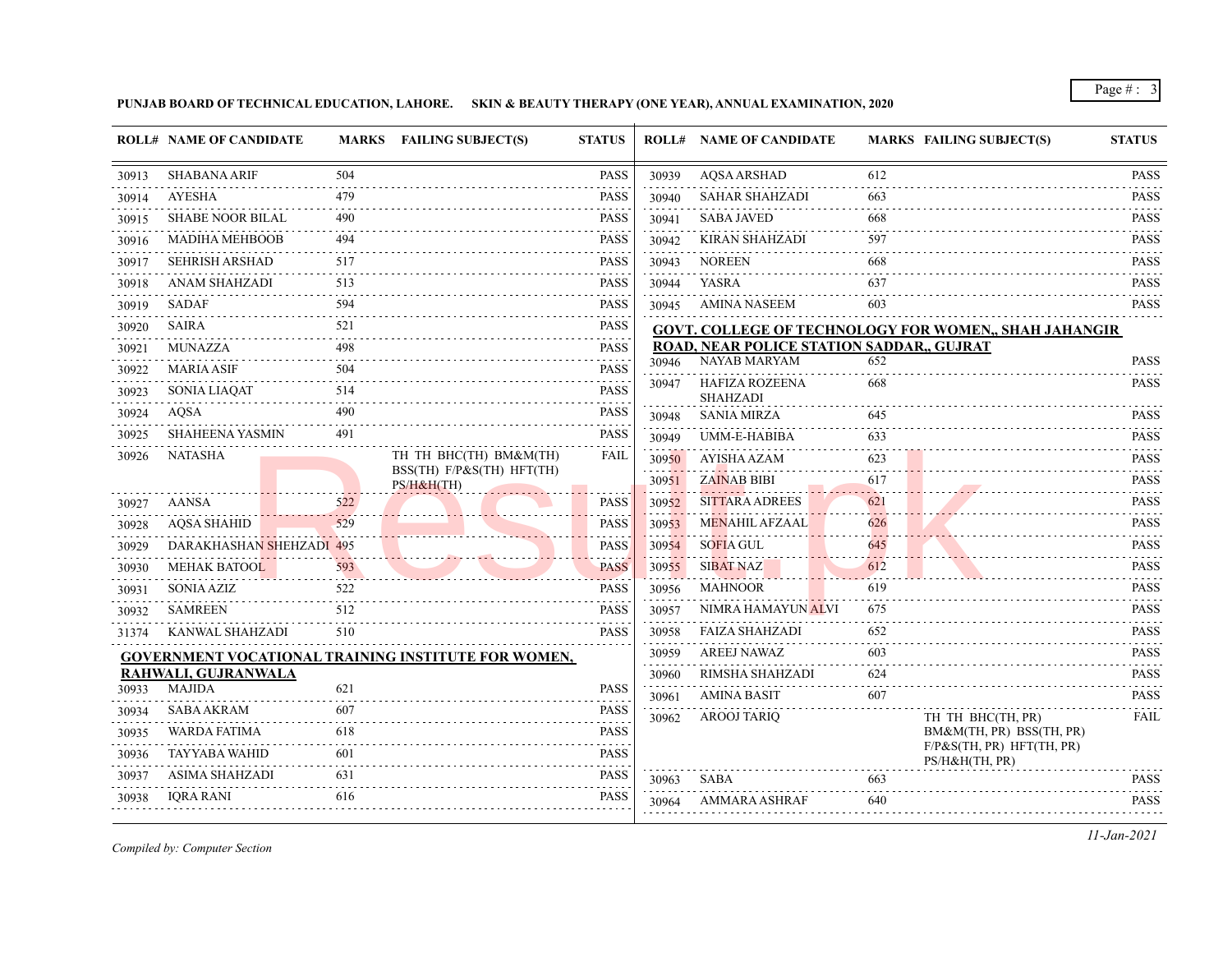**PUNJAB BOARD OF TECHNICAL EDUCATION, LAHORE. SKIN & BEAUTY THERAPY (ONE YEAR), ANNUAL EXAMINATION, 2020**

| ROLL# | NAME OF CANDIDATE | MARKS | FAILING SUBJECT(S) | STATUS |
|---|---|---|---|---|
| 30913 | SHABANA ARIF | 504 | | PASS |
| 30914 | AYESHA | 479 | | PASS |
| 30915 | SHABE NOOR BILAL | 490 | | PASS |
| 30916 | MADIHA MEHBOOB | 494 | | PASS |
| 30917 | SEHRISH ARSHAD | 517 | | PASS |
| 30918 | ANAM SHAHZADI | 513 | | PASS |
| 30919 | SADAF | 594 | | PASS |
| 30920 | SAIRA | 521 | | PASS |
| 30921 | MUNAZZA | 498 | | PASS |
| 30922 | MARIA ASIF | 504 | | PASS |
| 30923 | SONIA LIAQAT | 514 | | PASS |
| 30924 | AQSA | 490 | | PASS |
| 30925 | SHAHEENA YASMIN | 491 | | PASS |
| 30926 | NATASHA | | TH TH BHC(TH) BM&M(TH) BSS(TH) F/P&S(TH) HFT(TH) PS/H&H(TH) | FAIL |
| 30927 | AANSA | 522 | | PASS |
| 30928 | AQSA SHAHID | 529 | | PASS |
| 30929 | DARAKHASHAN SHEHZADI | 495 | | PASS |
| 30930 | MEHAK BATOOL | 593 | | PASS |
| 30931 | SONIA AZIZ | 522 | | PASS |
| 30932 | SAMREEN | 512 | | PASS |
| 31374 | KANWAL SHAHZADI | 510 | | PASS |

**GOVERNMENT VOCATIONAL TRAINING INSTITUTE FOR WOMEN, RAHWALI, GUJRANWALA**

| ROLL# | NAME OF CANDIDATE | MARKS | FAILING SUBJECT(S) | STATUS |
|---|---|---|---|---|
| 30933 | MAJIDA | 621 | | PASS |
| 30934 | SABA AKRAM | 607 | | PASS |
| 30935 | WARDA FATIMA | 618 | | PASS |
| 30936 | TAYYABA WAHID | 601 | | PASS |
| 30937 | ASIMA SHAHZADI | 631 | | PASS |
| 30938 | IQRA RANI | 616 | | PASS |
| 30939 | AQSA ARSHAD | 612 | | PASS |
| 30940 | SAHAR SHAHZADI | 663 | | PASS |
| 30941 | SABA JAVED | 668 | | PASS |
| 30942 | KIRAN SHAHZADI | 597 | | PASS |
| 30943 | NOREEN | 668 | | PASS |
| 30944 | YASRA | 637 | | PASS |
| 30945 | AMINA NASEEM | 603 | | PASS |

**GOVT. COLLEGE OF TECHNOLOGY FOR WOMEN,, SHAH JAHANGIR ROAD, NEAR POLICE STATION SADDAR,, GUJRAT**

| ROLL# | NAME OF CANDIDATE | MARKS | FAILING SUBJECT(S) | STATUS |
|---|---|---|---|---|
| 30946 | NAYAB MARYAM | 652 | | PASS |
| 30947 | HAFIZA ROZEENA SHAHZADI | 668 | | PASS |
| 30948 | SANIA MIRZA | 645 | | PASS |
| 30949 | UMM-E-HABIBA | 633 | | PASS |
| 30950 | AYISHA AZAM | 623 | | PASS |
| 30951 | ZAINAB BIBI | 617 | | PASS |
| 30952 | SITTARA ADREES | 621 | | PASS |
| 30953 | MENAHIL AFZAAL | 626 | | PASS |
| 30954 | SOFIA GUL | 645 | | PASS |
| 30955 | SIBAT NAZ | 612 | | PASS |
| 30956 | MAHNOOR | 619 | | PASS |
| 30957 | NIMRA HAMAYUN ALVI | 675 | | PASS |
| 30958 | FAIZA SHAHZADI | 652 | | PASS |
| 30959 | AREEJ NAWAZ | 603 | | PASS |
| 30960 | RIMSHA SHAHZADI | 624 | | PASS |
| 30961 | AMINA BASIT | 607 | | PASS |
| 30962 | AROOJ TARIQ | | TH TH BHC(TH, PR) BM&M(TH, PR) BSS(TH, PR) F/P&S(TH, PR) HFT(TH, PR) PS/H&H(TH, PR) | FAIL |
| 30963 | SABA | 663 | | PASS |
| 30964 | AMMARA ASHRAF | 640 | | PASS |

*Compiled by: Computer Section*

*11-Jan-2021*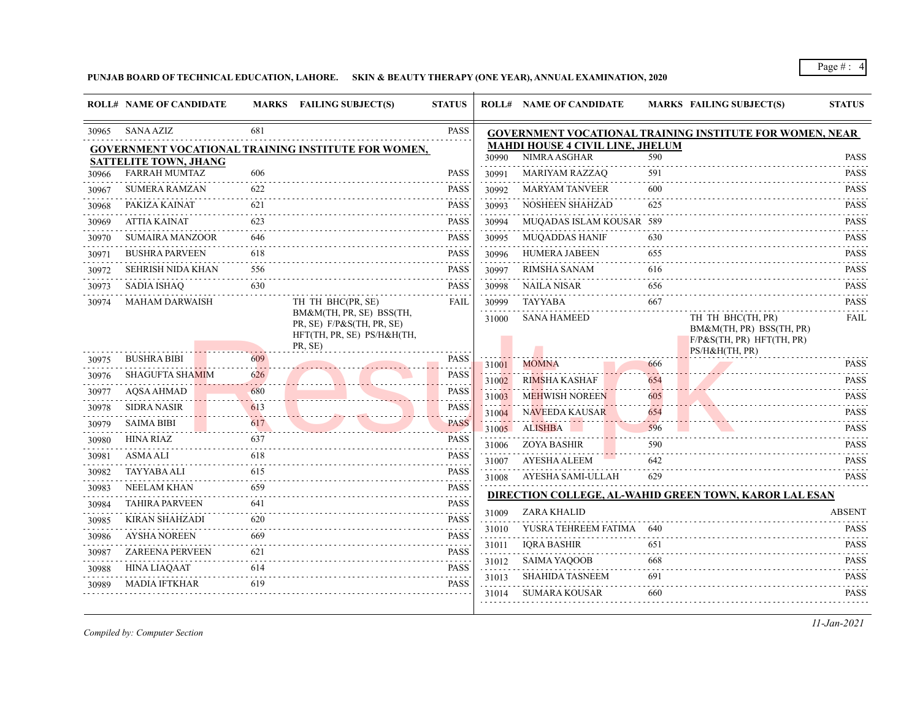**PUNJAB BOARD OF TECHNICAL EDUCATION, LAHORE. SKIN & BEAUTY THERAPY (ONE YEAR), ANNUAL EXAMINATION, 2020**

| ROLL# | NAME OF CANDIDATE | MARKS | FAILING SUBJECT(S) | STATUS |
|---|---|---|---|---|
| 30965 | SANA AZIZ | 681 | | PASS |

**GOVERNMENT VOCATIONAL TRAINING INSTITUTE FOR WOMEN, SATTELITE TOWN, JHANG**

| ROLL# | NAME OF CANDIDATE | MARKS | FAILING SUBJECT(S) | STATUS |
|---|---|---|---|---|
| 30966 | FARRAH MUMTAZ | 606 | | PASS |
| 30967 | SUMERA RAMZAN | 622 | | PASS |
| 30968 | PAKIZA KAINAT | 621 | | PASS |
| 30969 | ATTIA KAINAT | 623 | | PASS |
| 30970 | SUMAIRA MANZOOR | 646 | | PASS |
| 30971 | BUSHRA PARVEEN | 618 | | PASS |
| 30972 | SEHRISH NIDA KHAN | 556 | | PASS |
| 30973 | SADIA ISHAQ | 630 | | PASS |
| 30974 | MAHAM DARWAISH | | TH TH BHC(PR, SE) BM&M(TH, PR, SE) BSS(TH, PR, SE) F/P&S(TH, PR, SE) HFT(TH, PR, SE) PS/H&H(TH, PR, SE) | FAIL |
| 30975 | BUSHRA BIBI | 609 | | PASS |
| 30976 | SHAGUFTA SHAMIM | 626 | | PASS |
| 30977 | AQSA AHMAD | 680 | | PASS |
| 30978 | SIDRA NASIR | 613 | | PASS |
| 30979 | SAIMA BIBI | 617 | | PASS |
| 30980 | HINA RIAZ | 637 | | PASS |
| 30981 | ASMA ALI | 618 | | PASS |
| 30982 | TAYYABA ALI | 615 | | PASS |
| 30983 | NEELAM KHAN | 659 | | PASS |
| 30984 | TAHIRA PARVEEN | 641 | | PASS |
| 30985 | KIRAN SHAHZADI | 620 | | PASS |
| 30986 | AYSHA NOREEN | 669 | | PASS |
| 30987 | ZAREENA PERVEEN | 621 | | PASS |
| 30988 | HINA LIAQAAT | 614 | | PASS |
| 30989 | MADIA IFTKHAR | 619 | | PASS |

**GOVERNMENT VOCATIONAL TRAINING INSTITUTE FOR WOMEN, NEAR MAHDI HOUSE 4 CIVIL LINE, JHELUM**

| ROLL# | NAME OF CANDIDATE | MARKS | FAILING SUBJECT(S) | STATUS |
|---|---|---|---|---|
| 30990 | NIMRA ASGHAR | 590 | | PASS |
| 30991 | MARIYAM RAZZAQ | 591 | | PASS |
| 30992 | MARYAM TANVEER | 600 | | PASS |
| 30993 | NOSHEEN SHAHZAD | 625 | | PASS |
| 30994 | MUQADAS ISLAM KOUSAR | 589 | | PASS |
| 30995 | MUQADDAS HANIF | 630 | | PASS |
| 30996 | HUMERA JABEEN | 655 | | PASS |
| 30997 | RIMSHA SANAM | 616 | | PASS |
| 30998 | NAILA NISAR | 656 | | PASS |
| 30999 | TAYYABA | 667 | | PASS |
| 31000 | SANA HAMEED | | TH TH BHC(TH, PR) BM&M(TH, PR) BSS(TH, PR) F/P&S(TH, PR) HFT(TH, PR) PS/H&H(TH, PR) | FAIL |
| 31001 | MOMNA | 666 | | PASS |
| 31002 | RIMSHA KASHAF | 654 | | PASS |
| 31003 | MEHWISH NOREEN | 605 | | PASS |
| 31004 | NAVEEDA KAUSAR | 654 | | PASS |
| 31005 | ALISHBA | 596 | | PASS |
| 31006 | ZOYA BASHIR | 590 | | PASS |
| 31007 | AYESHA ALEEM | 642 | | PASS |
| 31008 | AYESHA SAMI-ULLAH | 629 | | PASS |

**DIRECTION COLLEGE, AL-WAHID GREEN TOWN, KAROR LAL ESAN**

| ROLL# | NAME OF CANDIDATE | MARKS | FAILING SUBJECT(S) | STATUS |
|---|---|---|---|---|
| 31009 | ZARA KHALID | | | ABSENT |
| 31010 | YUSRA TEHREEM FATIMA | 640 | | PASS |
| 31011 | IQRA BASHIR | 651 | | PASS |
| 31012 | SAIMA YAQOOB | 668 | | PASS |
| 31013 | SHAHIDA TASNEEM | 691 | | PASS |
| 31014 | SUMARA KOUSAR | 660 | | PASS |

*Compiled by: Computer Section*

*11-Jan-2021*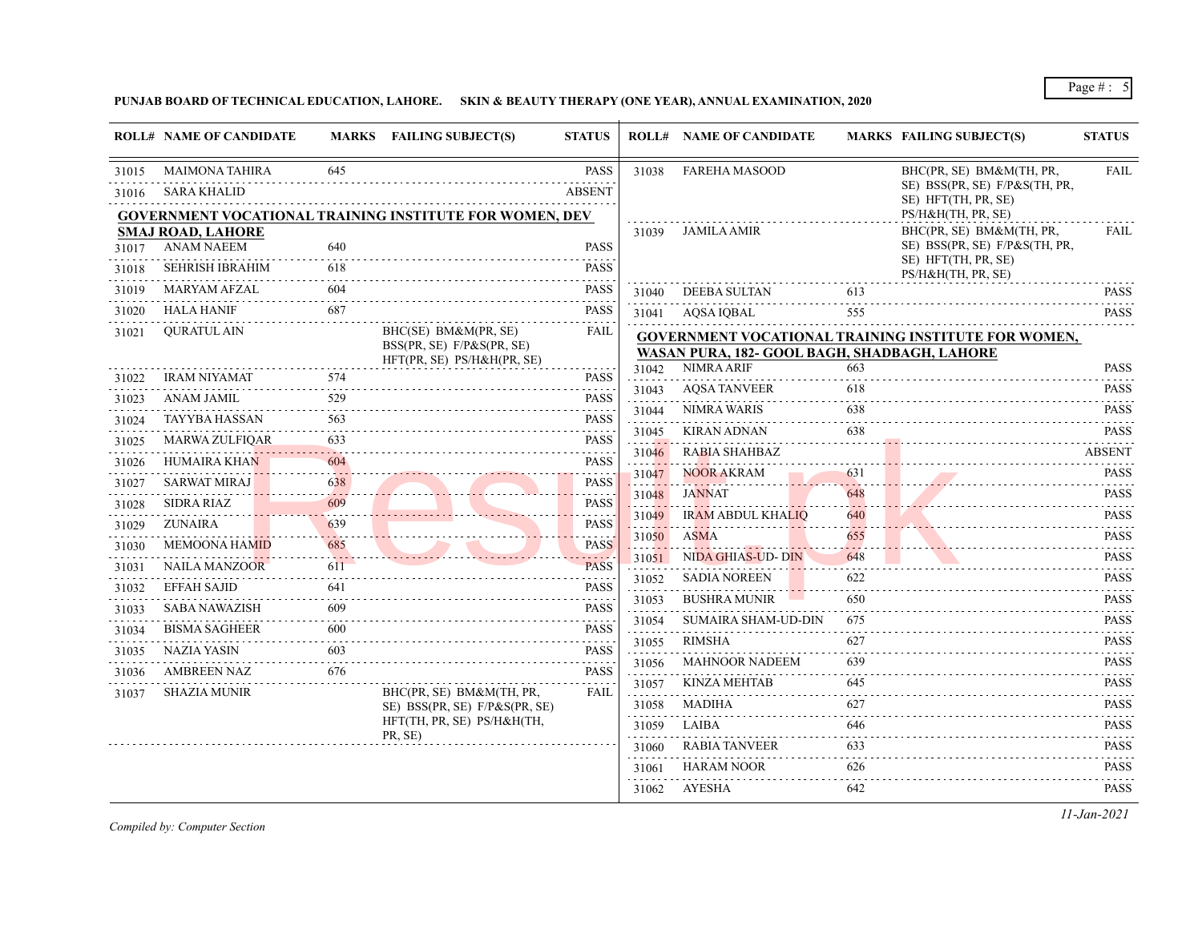**PUNJAB BOARD OF TECHNICAL EDUCATION, LAHORE. SKIN & BEAUTY THERAPY (ONE YEAR), ANNUAL EXAMINATION, 2020**

| ROLL# | NAME OF CANDIDATE | MARKS | FAILING SUBJECT(S) | STATUS |
|---|---|---|---|---|
| 31015 | MAIMONA TAHIRA | 645 | | PASS |
| 31016 | SARA KHALID | | | ABSENT |
| **GOVERNMENT VOCATIONAL TRAINING INSTITUTE FOR WOMEN, DEV SMAJ ROAD, LAHORE** | | | | |
| 31017 | ANAM NAEEM | 640 | | PASS |
| 31018 | SEHRISH IBRAHIM | 618 | | PASS |
| 31019 | MARYAM AFZAL | 604 | | PASS |
| 31020 | HALA HANIF | 687 | | PASS |
| 31021 | QURATUL AIN | | BHC(SE) BM&M(PR, SE) BSS(PR, SE) F/P&S(PR, SE) HFT(PR, SE) PS/H&H(PR, SE) | FAIL |
| 31022 | IRAM NIYAMAT | 574 | | PASS |
| 31023 | ANAM JAMIL | 529 | | PASS |
| 31024 | TAYYBA HASSAN | 563 | | PASS |
| 31025 | MARWA ZULFIQAR | 633 | | PASS |
| 31026 | HUMAIRA KHAN | 604 | | PASS |
| 31027 | SARWAT MIRAJ | 638 | | PASS |
| 31028 | SIDRA RIAZ | 609 | | PASS |
| 31029 | ZUNAIRA | 639 | | PASS |
| 31030 | MEMOONA HAMID | 685 | | PASS |
| 31031 | NAILA MANZOOR | 611 | | PASS |
| 31032 | EFFAH SAJID | 641 | | PASS |
| 31033 | SABA NAWAZISH | 609 | | PASS |
| 31034 | BISMA SAGHEER | 600 | | PASS |
| 31035 | NAZIA YASIN | 603 | | PASS |
| 31036 | AMBREEN NAZ | 676 | | PASS |
| 31037 | SHAZIA MUNIR | | BHC(PR, SE) BM&M(TH, PR, SE) BSS(PR, SE) F/P&S(PR, SE) HFT(TH, PR, SE) PS/H&H(TH, PR, SE) | FAIL |
| 31038 | FAREHA MASOOD | | BHC(PR, SE) BM&M(TH, PR, SE) BSS(PR, SE) F/P&S(TH, PR, SE) HFT(TH, PR, SE) PS/H&H(TH, PR, SE) | FAIL |
| 31039 | JAMILA AMIR | | BHC(PR, SE) BM&M(TH, PR, SE) BSS(PR, SE) F/P&S(TH, PR, SE) HFT(TH, PR, SE) PS/H&H(TH, PR, SE) | FAIL |
| 31040 | DEEBA SULTAN | 613 | | PASS |
| 31041 | AQSA IQBAL | 555 | | PASS |
| **GOVERNMENT VOCATIONAL TRAINING INSTITUTE FOR WOMEN, WASAN PURA, 182- GOOL BAGH, SHADBAGH, LAHORE** | | | | |
| 31042 | NIMRA ARIF | 663 | | PASS |
| 31043 | AQSA TANVEER | 618 | | PASS |
| 31044 | NIMRA WARIS | 638 | | PASS |
| 31045 | KIRAN ADNAN | 638 | | PASS |
| 31046 | RABIA SHAHBAZ | | | ABSENT |
| 31047 | NOOR AKRAM | 631 | | PASS |
| 31048 | JANNAT | 648 | | PASS |
| 31049 | IRAM ABDUL KHALIQ | 640 | | PASS |
| 31050 | ASMA | 655 | | PASS |
| 31051 | NIDA GHIAS-UD- DIN | 648 | | PASS |
| 31052 | SADIA NOREEN | 622 | | PASS |
| 31053 | BUSHRA MUNIR | 650 | | PASS |
| 31054 | SUMAIRA SHAM-UD-DIN | 675 | | PASS |
| 31055 | RIMSHA | 627 | | PASS |
| 31056 | MAHNOOR NADEEM | 639 | | PASS |
| 31057 | KINZA MEHTAB | 645 | | PASS |
| 31058 | MADIHA | 627 | | PASS |
| 31059 | LAIBA | 646 | | PASS |
| 31060 | RABIA TANVEER | 633 | | PASS |
| 31061 | HARAM NOOR | 626 | | PASS |
| 31062 | AYESHA | 642 | | PASS |

*Compiled by: Computer Section*

*11-Jan-2021*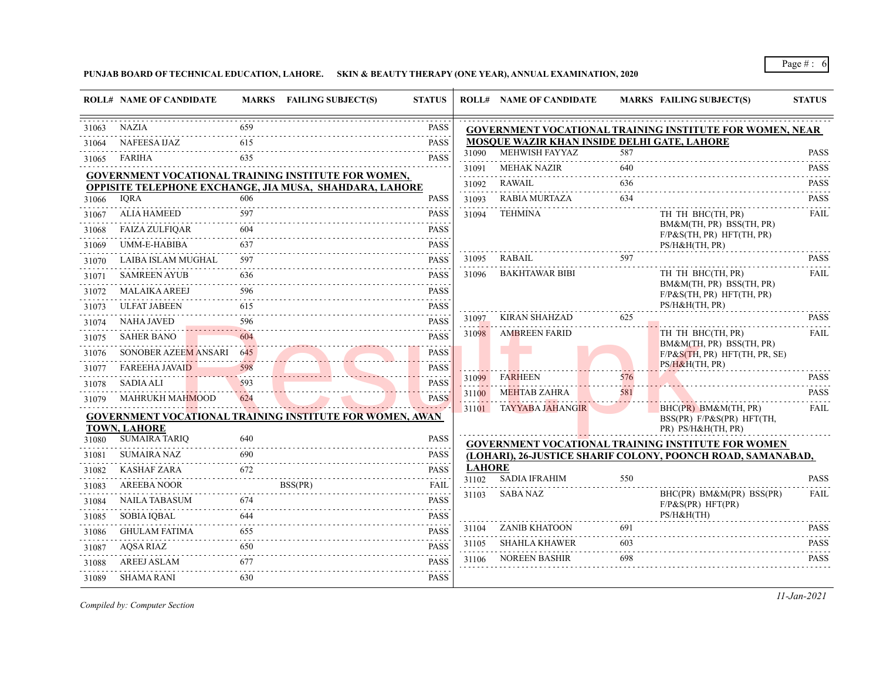**PUNJAB BOARD OF TECHNICAL EDUCATION, LAHORE. SKIN & BEAUTY THERAPY (ONE YEAR), ANNUAL EXAMINATION, 2020**

| ROLL# | NAME OF CANDIDATE | MARKS | FAILING SUBJECT(S) | STATUS |
|---|---|---|---|---|
| 31063 | NAZIA | 659 | | PASS |
| 31064 | NAFEESA IJAZ | 615 | | PASS |
| 31065 | FARIHA | 635 | | PASS |

**GOVERNMENT VOCATIONAL TRAINING INSTITUTE FOR WOMEN, OPPISITE TELEPHONE EXCHANGE, JIA MUSA, SHAHDARA, LAHORE**

| ROLL# | NAME OF CANDIDATE | MARKS | FAILING SUBJECT(S) | STATUS |
|---|---|---|---|---|
| 31066 | IQRA | 606 | | PASS |
| 31067 | ALIA HAMEED | 597 | | PASS |
| 31068 | FAIZA ZULFIQAR | 604 | | PASS |
| 31069 | UMM-E-HABIBA | 637 | | PASS |
| 31070 | LAIBA ISLAM MUGHAL | 597 | | PASS |
| 31071 | SAMREEN AYUB | 636 | | PASS |
| 31072 | MALAIKA AREEJ | 596 | | PASS |
| 31073 | ULFAT JABEEN | 615 | | PASS |
| 31074 | NAHA JAVED | 596 | | PASS |
| 31075 | SAHER BANO | 604 | | PASS |
| 31076 | SONOBER AZEEM ANSARI | 645 | | PASS |
| 31077 | FAREEHA JAVAID | 598 | | PASS |
| 31078 | SADIA ALI | 593 | | PASS |
| 31079 | MAHRUKH MAHMOOD | 624 | | PASS |

**GOVERNMENT VOCATIONAL TRAINING INSTITUTE FOR WOMEN, AWAN TOWN, LAHORE**

| ROLL# | NAME OF CANDIDATE | MARKS | FAILING SUBJECT(S) | STATUS |
|---|---|---|---|---|
| 31080 | SUMAIRA TARIQ | 640 | | PASS |
| 31081 | SUMAIRA NAZ | 690 | | PASS |
| 31082 | KASHAF ZARA | 672 | | PASS |
| 31083 | AREEBA NOOR | | BSS(PR) | FAIL |
| 31084 | NAILA TABASUM | 674 | | PASS |
| 31085 | SOBIA IQBAL | 644 | | PASS |
| 31086 | GHULAM FATIMA | 655 | | PASS |
| 31087 | AQSA RIAZ | 650 | | PASS |
| 31088 | AREEJ ASLAM | 677 | | PASS |
| 31089 | SHAMA RANI | 630 | | PASS |

**GOVERNMENT VOCATIONAL TRAINING INSTITUTE FOR WOMEN, NEAR MOSQUE WAZIR KHAN INSIDE DELHI GATE, LAHORE**

| ROLL# | NAME OF CANDIDATE | MARKS | FAILING SUBJECT(S) | STATUS |
|---|---|---|---|---|
| 31090 | MEHWISH FAYYAZ | 587 | | PASS |
| 31091 | MEHAK NAZIR | 640 | | PASS |
| 31092 | RAWAIL | 636 | | PASS |
| 31093 | RABIA MURTAZA | 634 | | PASS |
| 31094 | TEHMINA | | TH TH BHC(TH, PR) BM&M(TH, PR) BSS(TH, PR) F/P&S(TH, PR) HFT(TH, PR) PS/H&H(TH, PR) | FAIL |
| 31095 | RABAIL | 597 | | PASS |
| 31096 | BAKHTAWAR BIBI | | TH TH BHC(TH, PR) BM&M(TH, PR) BSS(TH, PR) F/P&S(TH, PR) HFT(TH, PR) PS/H&H(TH, PR) | FAIL |
| 31097 | KIRAN SHAHZAD | 625 | | PASS |
| 31098 | AMBREEN FARID | | TH TH BHC(TH, PR) BM&M(TH, PR) BSS(TH, PR) F/P&S(TH, PR) HFT(TH, PR, SE) PS/H&H(TH, PR) | FAIL |
| 31099 | FARHEEN | 576 | | PASS |
| 31100 | MEHTAB ZAHRA | 581 | | PASS |
| 31101 | TAYYABA JAHANGIR | | BHC(PR) BM&M(TH, PR) BSS(PR) F/P&S(PR) HFT(TH, PR) PS/H&H(TH, PR) | FAIL |

**GOVERNMENT VOCATIONAL TRAINING INSTITUTE FOR WOMEN (LOHARI), 26-JUSTICE SHARIF COLONY, POONCH ROAD, SAMANABAD, LAHORE**

| ROLL# | NAME OF CANDIDATE | MARKS | FAILING SUBJECT(S) | STATUS |
|---|---|---|---|---|
| 31102 | SADIA IFRAHIM | 550 | | PASS |
| 31103 | SABA NAZ | | BHC(PR) BM&M(PR) BSS(PR) F/P&S(PR) HFT(PR) PS/H&H(TH) | FAIL |
| 31104 | ZANIB KHATOON | 691 | | PASS |
| 31105 | SHAHLA KHAWER | 603 | | PASS |
| 31106 | NOREEN BASHIR | 698 | | PASS |

*Compiled by: Computer Section*

*11-Jan-2021*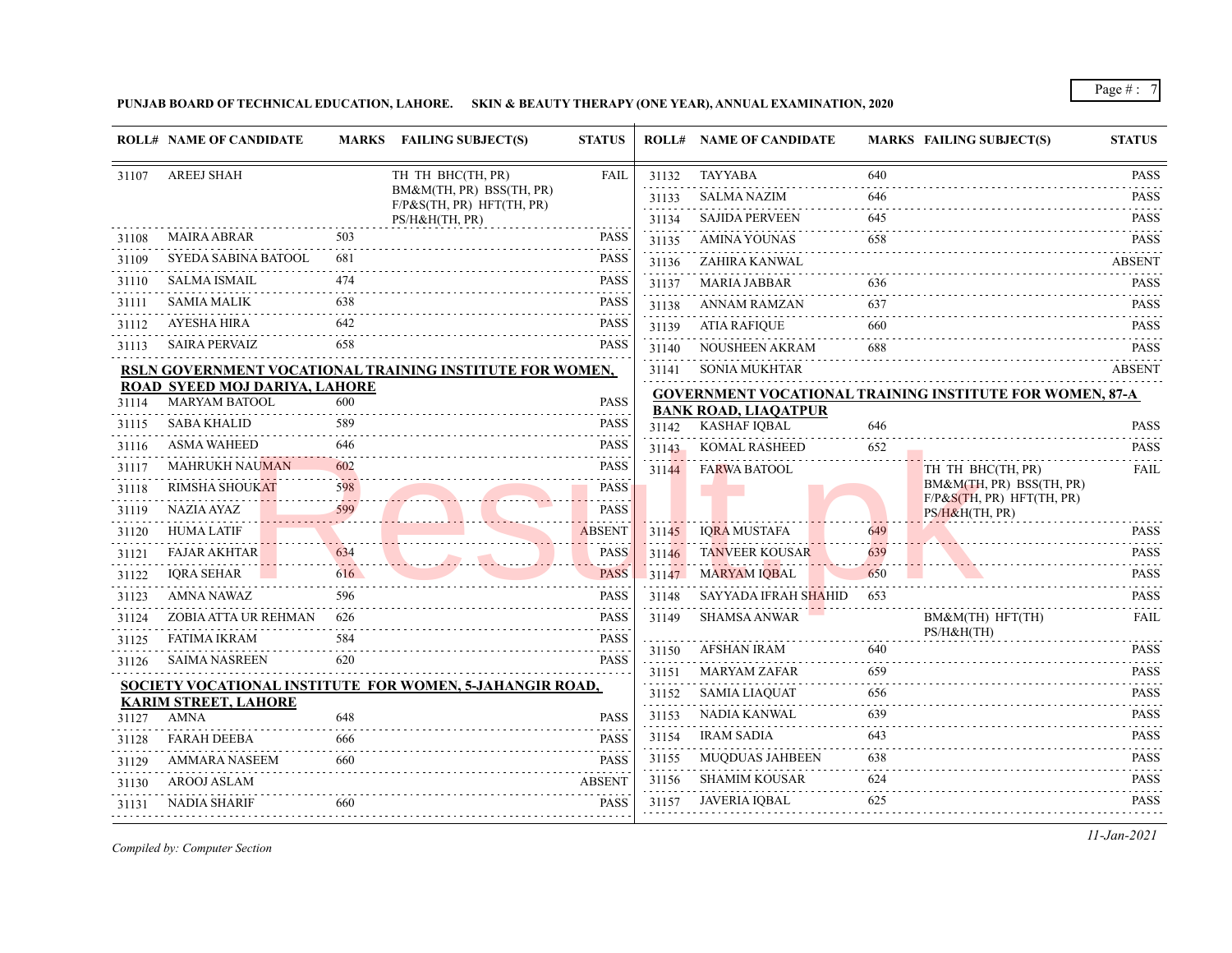**PUNJAB BOARD OF TECHNICAL EDUCATION, LAHORE. SKIN & BEAUTY THERAPY (ONE YEAR), ANNUAL EXAMINATION, 2020**

| ROLL# | NAME OF CANDIDATE | MARKS | FAILING SUBJECT(S) | STATUS |
|---|---|---|---|---|
| 31107 | AREEJ SHAH | | TH TH BHC(TH, PR) BM&M(TH, PR) BSS(TH, PR) F/P&S(TH, PR) HFT(TH, PR) PS/H&H(TH, PR) | FAIL |
| 31108 | MAIRA ABRAR | 503 | | PASS |
| 31109 | SYEDA SABINA BATOOL | 681 | | PASS |
| 31110 | SALMA ISMAIL | 474 | | PASS |
| 31111 | SAMIA MALIK | 638 | | PASS |
| 31112 | AYESHA HIRA | 642 | | PASS |
| 31113 | SAIRA PERVAIZ | 658 | | PASS |
| | **RSLN GOVERNMENT VOCATIONAL TRAINING INSTITUTE FOR WOMEN, ROAD SYEED MOJ DARIYA, LAHORE** | | | |
| 31114 | MARYAM BATOOL | 600 | | PASS |
| 31115 | SABA KHALID | 589 | | PASS |
| 31116 | ASMA WAHEED | 646 | | PASS |
| 31117 | MAHRUKH NAUMAN | 602 | | PASS |
| 31118 | RIMSHA SHOUKAT | 598 | | PASS |
| 31119 | NAZIA AYAZ | 599 | | PASS |
| 31120 | HUMA LATIF | | | ABSENT |
| 31121 | FAJAR AKHTAR | 634 | | PASS |
| 31122 | IQRA SEHAR | 616 | | PASS |
| 31123 | AMNA NAWAZ | 596 | | PASS |
| 31124 | ZOBIA ATTA UR REHMAN | 626 | | PASS |
| 31125 | FATIMA IKRAM | 584 | | PASS |
| 31126 | SAIMA NASREEN | 620 | | PASS |
| | **SOCIETY VOCATIONAL INSTITUTE FOR WOMEN, 5-JAHANGIR ROAD, KARIM STREET, LAHORE** | | | |
| 31127 | AMNA | 648 | | PASS |
| 31128 | FARAH DEEBA | 666 | | PASS |
| 31129 | AMMARA NASEEM | 660 | | PASS |
| 31130 | AROOJ ASLAM | | | ABSENT |
| 31131 | NADIA SHARIF | 660 | | PASS |
| 31132 | TAYYABA | 640 | | PASS |
| 31133 | SALMA NAZIM | 646 | | PASS |
| 31134 | SAJIDA PERVEEN | 645 | | PASS |
| 31135 | AMINA YOUNAS | 658 | | PASS |
| 31136 | ZAHIRA KANWAL | | | ABSENT |
| 31137 | MARIA JABBAR | 636 | | PASS |
| 31138 | ANNAM RAMZAN | 637 | | PASS |
| 31139 | ATIA RAFIQUE | 660 | | PASS |
| 31140 | NOUSHEEN AKRAM | 688 | | PASS |
| 31141 | SONIA MUKHTAR | | | ABSENT |
| | **GOVERNMENT VOCATIONAL TRAINING INSTITUTE FOR WOMEN, 87-A BANK ROAD, LIAQATPUR** | | | |
| 31142 | KASHAF IQBAL | 646 | | PASS |
| 31143 | KOMAL RASHEED | 652 | | PASS |
| 31144 | FARWA BATOOL | | TH TH BHC(TH, PR) BM&M(TH, PR) BSS(TH, PR) F/P&S(TH, PR) HFT(TH, PR) PS/H&H(TH, PR) | FAIL |
| 31145 | IQRA MUSTAFA | 649 | | PASS |
| 31146 | TANVEER KOUSAR | 639 | | PASS |
| 31147 | MARYAM IQBAL | 650 | | PASS |
| 31148 | SAYYADA IFRAH SHAHID | 653 | | PASS |
| 31149 | SHAMSA ANWAR | | BM&M(TH) HFT(TH) PS/H&H(TH) | FAIL |
| 31150 | AFSHAN IRAM | 640 | | PASS |
| 31151 | MARYAM ZAFAR | 659 | | PASS |
| 31152 | SAMIA LIAQUAT | 656 | | PASS |
| 31153 | NADIA KANWAL | 639 | | PASS |
| 31154 | IRAM SADIA | 643 | | PASS |
| 31155 | MUQDUAS JAHBEEN | 638 | | PASS |
| 31156 | SHAMIM KOUSAR | 624 | | PASS |
| 31157 | JAVERIA IQBAL | 625 | | PASS |

*Compiled by: Computer Section*

*11-Jan-2021*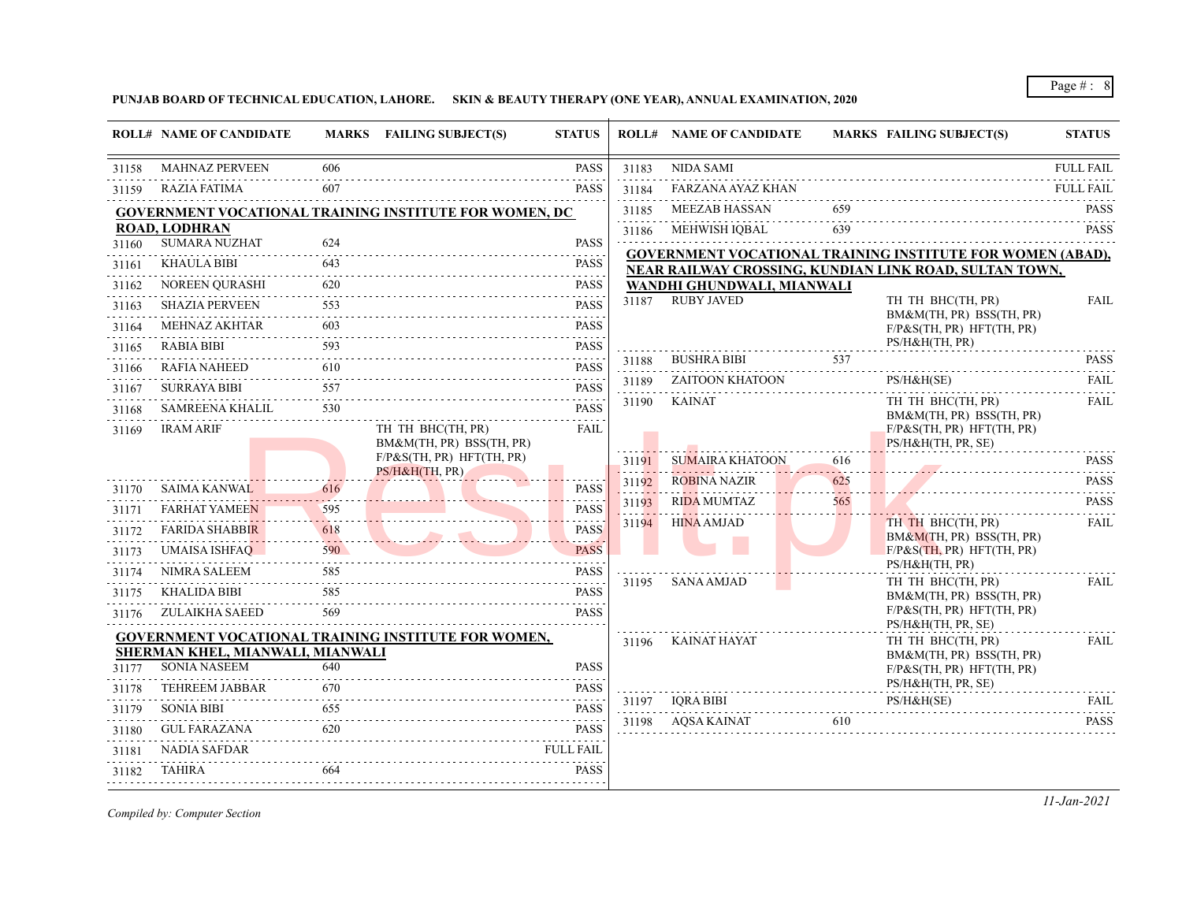PUNJAB BOARD OF TECHNICAL EDUCATION, LAHORE. SKIN & BEAUTY THERAPY (ONE YEAR), ANNUAL EXAMINATION, 2020

| ROLL# | NAME OF CANDIDATE | MARKS | FAILING SUBJECT(S) | STATUS |
|---|---|---|---|---|
| 31158 | MAHNAZ PERVEEN | 606 | | PASS |
| 31159 | RAZIA FATIMA | 607 | | PASS |

**GOVERNMENT VOCATIONAL TRAINING INSTITUTE FOR WOMEN, DC ROAD, LODHRAN**

| ROLL# | NAME OF CANDIDATE | MARKS | FAILING SUBJECT(S) | STATUS |
|---|---|---|---|---|
| 31160 | SUMARA NUZHAT | 624 | | PASS |
| 31161 | KHAULA BIBI | 643 | | PASS |
| 31162 | NOREEN QURASHI | 620 | | PASS |
| 31163 | SHAZIA PERVEEN | 553 | | PASS |
| 31164 | MEHNAZ AKHTAR | 603 | | PASS |
| 31165 | RABIA BIBI | 593 | | PASS |
| 31166 | RAFIA NAHEED | 610 | | PASS |
| 31167 | SURRAYA BIBI | 557 | | PASS |
| 31168 | SAMREENA KHALIL | 530 | | PASS |
| 31169 | IRAM ARIF | | TH TH BHC(TH, PR) BM&M(TH, PR) BSS(TH, PR) F/P&S(TH, PR) HFT(TH, PR) PS/H&H(TH, PR) | FAIL |
| 31170 | SAIMA KANWAL | 616 | | PASS |
| 31171 | FARHAT YAMEEN | 595 | | PASS |
| 31172 | FARIDA SHABBIR | 618 | | PASS |
| 31173 | UMAISA ISHFAQ | 590 | | PASS |
| 31174 | NIMRA SALEEM | 585 | | PASS |
| 31175 | KHALIDA BIBI | 585 | | PASS |
| 31176 | ZULAIKHA SAEED | 569 | | PASS |

**GOVERNMENT VOCATIONAL TRAINING INSTITUTE FOR WOMEN, SHERMAN KHEL, MIANWALI, MIANWALI**

| ROLL# | NAME OF CANDIDATE | MARKS | FAILING SUBJECT(S) | STATUS |
|---|---|---|---|---|
| 31177 | SONIA NASEEM | 640 | | PASS |
| 31178 | TEHREEM JABBAR | 670 | | PASS |
| 31179 | SONIA BIBI | 655 | | PASS |
| 31180 | GUL FARAZANA | 620 | | PASS |
| 31181 | NADIA SAFDAR | | | FULL FAIL |
| 31182 | TAHIRA | 664 | | PASS |
| 31183 | NIDA SAMI | | | FULL FAIL |
| 31184 | FARZANA AYAZ KHAN | | | FULL FAIL |
| 31185 | MEEZAB HASSAN | 659 | | PASS |
| 31186 | MEHWISH IQBAL | 639 | | PASS |

**GOVERNMENT VOCATIONAL TRAINING INSTITUTE FOR WOMEN (ABAD), NEAR RAILWAY CROSSING, KUNDIAN LINK ROAD, SULTAN TOWN, WANDHI GHUNDWALI, MIANWALI**

| ROLL# | NAME OF CANDIDATE | MARKS | FAILING SUBJECT(S) | STATUS |
|---|---|---|---|---|
| 31187 | RUBY JAVED | | TH TH BHC(TH, PR) BM&M(TH, PR) BSS(TH, PR) F/P&S(TH, PR) HFT(TH, PR) PS/H&H(TH, PR) | FAIL |
| 31188 | BUSHRA BIBI | 537 | | PASS |
| 31189 | ZAITOON KHATOON | | PS/H&H(SE) | FAIL |
| 31190 | KAINAT | | TH TH BHC(TH, PR) BM&M(TH, PR) BSS(TH, PR) F/P&S(TH, PR) HFT(TH, PR) PS/H&H(TH, PR, SE) | FAIL |
| 31191 | SUMAIRA KHATOON | 616 | | PASS |
| 31192 | ROBINA NAZIR | 625 | | PASS |
| 31193 | RIDA MUMTAZ | 565 | | PASS |
| 31194 | HINA AMJAD | | TH TH BHC(TH, PR) BM&M(TH, PR) BSS(TH, PR) F/P&S(TH, PR) HFT(TH, PR) PS/H&H(TH, PR) | FAIL |
| 31195 | SANA AMJAD | | TH TH BHC(TH, PR) BM&M(TH, PR) BSS(TH, PR) F/P&S(TH, PR) HFT(TH, PR) PS/H&H(TH, PR, SE) | FAIL |
| 31196 | KAINAT HAYAT | | TH TH BHC(TH, PR) BM&M(TH, PR) BSS(TH, PR) F/P&S(TH, PR) HFT(TH, PR) PS/H&H(TH, PR, SE) | FAIL |
| 31197 | IQRA BIBI | | PS/H&H(SE) | FAIL |
| 31198 | AQSA KAINAT | 610 | | PASS |

*Compiled by: Computer Section*

*11-Jan-2021*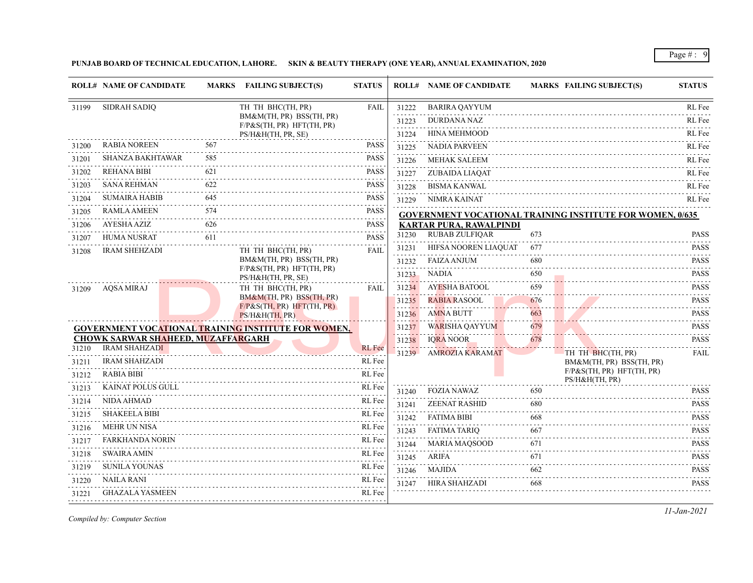**PUNJAB BOARD OF TECHNICAL EDUCATION, LAHORE. SKIN & BEAUTY THERAPY (ONE YEAR), ANNUAL EXAMINATION, 2020**

| ROLL# | NAME OF CANDIDATE | MARKS | FAILING SUBJECT(S) | STATUS |
|---|---|---|---|---|
| 31199 | SIDRAH SADIQ | | TH TH BHC(TH, PR) BM&M(TH, PR) BSS(TH, PR) F/P&S(TH, PR) HFT(TH, PR) PS/H&H(TH, PR, SE) | FAIL |
| 31200 | RABIA NOREEN | 567 | | PASS |
| 31201 | SHANZA BAKHTAWAR | 585 | | PASS |
| 31202 | REHANA BIBI | 621 | | PASS |
| 31203 | SANA REHMAN | 622 | | PASS |
| 31204 | SUMAIRA HABIB | 645 | | PASS |
| 31205 | RAMLA AMEEN | 574 | | PASS |
| 31206 | AYESHA AZIZ | 626 | | PASS |
| 31207 | HUMA NUSRAT | 611 | | PASS |
| 31208 | IRAM SHEHZADI | | TH TH BHC(TH, PR) BM&M(TH, PR) BSS(TH, PR) F/P&S(TH, PR) HFT(TH, PR) PS/H&H(TH, PR, SE) | FAIL |
| 31209 | AQSA MIRAJ | | TH TH BHC(TH, PR) BM&M(TH, PR) BSS(TH, PR) F/P&S(TH, PR) HFT(TH, PR) PS/H&H(TH, PR) | FAIL |

**GOVERNMENT VOCATIONAL TRAINING INSTITUTE FOR WOMEN, CHOWK SARWAR SHAHEED, MUZAFFARGARH**

| ROLL# | NAME OF CANDIDATE | MARKS | FAILING SUBJECT(S) | STATUS |
|---|---|---|---|---|
| 31210 | IRAM SHAHZADI | | | RL Fee |
| 31211 | IRAM SHAHZADI | | | RL Fee |
| 31212 | RABIA BIBI | | | RL Fee |
| 31213 | KAINAT POLUS GULL | | | RL Fee |
| 31214 | NIDA AHMAD | | | RL Fee |
| 31215 | SHAKEELA BIBI | | | RL Fee |
| 31216 | MEHR UN NISA | | | RL Fee |
| 31217 | FARKHANDA NORIN | | | RL Fee |
| 31218 | SWAIRA AMIN | | | RL Fee |
| 31219 | SUNILA YOUNAS | | | RL Fee |
| 31220 | NAILA RANI | | | RL Fee |
| 31221 | GHAZALA YASMEEN | | | RL Fee |
| 31222 | BARIRA QAYYUM | | | RL Fee |
| 31223 | DURDANA NAZ | | | RL Fee |
| 31224 | HINA MEHMOOD | | | RL Fee |
| 31225 | NADIA PARVEEN | | | RL Fee |
| 31226 | MEHAK SALEEM | | | RL Fee |
| 31227 | ZUBAIDA LIAQAT | | | RL Fee |
| 31228 | BISMA KANWAL | | | RL Fee |
| 31229 | NIMRA KAINAT | | | RL Fee |

**GOVERNMENT VOCATIONAL TRAINING INSTITUTE FOR WOMEN, 0/635 KARTAR PURA, RAWALPINDI**

| ROLL# | NAME OF CANDIDATE | MARKS | FAILING SUBJECT(S) | STATUS |
|---|---|---|---|---|
| 31230 | RUBAB ZULFIQAR | 673 | | PASS |
| 31231 | HIFSA NOOREN LIAQUAT | 677 | | PASS |
| 31232 | FAIZA ANJUM | 680 | | PASS |
| 31233 | NADIA | 650 | | PASS |
| 31234 | AYESHA BATOOL | 659 | | PASS |
| 31235 | RABIA RASOOL | 676 | | PASS |
| 31236 | AMNA BUTT | 663 | | PASS |
| 31237 | WARISHA QAYYUM | 679 | | PASS |
| 31238 | IQRA NOOR | 678 | | PASS |
| 31239 | AMROZIA KARAMAT | | TH TH BHC(TH, PR) BM&M(TH, PR) BSS(TH, PR) F/P&S(TH, PR) HFT(TH, PR) PS/H&H(TH, PR) | FAIL |
| 31240 | FOZIA NAWAZ | 650 | | PASS |
| 31241 | ZEENAT RASHID | 680 | | PASS |
| 31242 | FATIMA BIBI | 668 | | PASS |
| 31243 | FATIMA TARIQ | 667 | | PASS |
| 31244 | MARIA MAQSOOD | 671 | | PASS |
| 31245 | ARIFA | 671 | | PASS |
| 31246 | MAJIDA | 662 | | PASS |
| 31247 | HIRA SHAHZADI | 668 | | PASS |

*Compiled by: Computer Section*

*11-Jan-2021*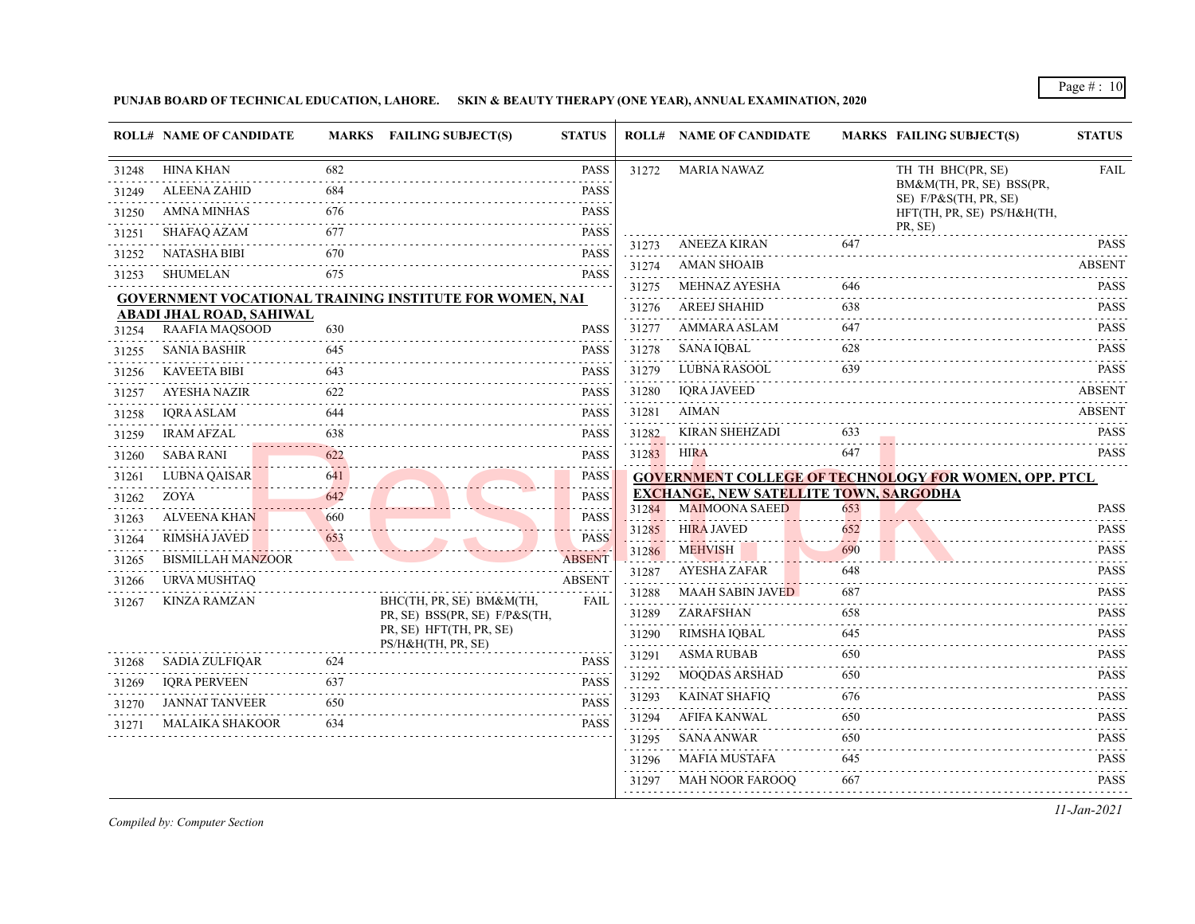**PUNJAB BOARD OF TECHNICAL EDUCATION, LAHORE. SKIN & BEAUTY THERAPY (ONE YEAR), ANNUAL EXAMINATION, 2020**

| ROLL# | NAME OF CANDIDATE | MARKS | FAILING SUBJECT(S) | STATUS |
|---|---|---|---|---|
| 31248 | HINA KHAN | 682 | | PASS |
| 31249 | ALEENA ZAHID | 684 | | PASS |
| 31250 | AMNA MINHAS | 676 | | PASS |
| 31251 | SHAFAQ AZAM | 677 | | PASS |
| 31252 | NATASHA BIBI | 670 | | PASS |
| 31253 | SHUMELAN | 675 | | PASS |

**GOVERNMENT VOCATIONAL TRAINING INSTITUTE FOR WOMEN, NAI ABADI JHAL ROAD, SAHIWAL**

| ROLL# | NAME OF CANDIDATE | MARKS | FAILING SUBJECT(S) | STATUS |
|---|---|---|---|---|
| 31254 | RAAFIA MAQSOOD | 630 | | PASS |
| 31255 | SANIA BASHIR | 645 | | PASS |
| 31256 | KAVEETA BIBI | 643 | | PASS |
| 31257 | AYESHA NAZIR | 622 | | PASS |
| 31258 | IQRA ASLAM | 644 | | PASS |
| 31259 | IRAM AFZAL | 638 | | PASS |
| 31260 | SABA RANI | 622 | | PASS |
| 31261 | LUBNA QAISAR | 641 | | PASS |
| 31262 | ZOYA | 642 | | PASS |
| 31263 | ALVEENA KHAN | 660 | | PASS |
| 31264 | RIMSHA JAVED | 653 | | PASS |
| 31265 | BISMILLAH MANZOOR | | | ABSENT |
| 31266 | URVA MUSHTAQ | | | ABSENT |
| 31267 | KINZA RAMZAN | | BHC(TH, PR, SE) BM&M(TH, PR, SE) BSS(PR, SE) F/P&S(TH, PR, SE) HFT(TH, PR, SE) PS/H&H(TH, PR, SE) | FAIL |
| 31268 | SADIA ZULFIQAR | 624 | | PASS |
| 31269 | IQRA PERVEEN | 637 | | PASS |
| 31270 | JANNAT TANVEER | 650 | | PASS |
| 31271 | MALAIKA SHAKOOR | 634 | | PASS |
| 31272 | MARIA NAWAZ | | TH TH BHC(PR, SE) BM&M(TH, PR, SE) BSS(PR, SE) F/P&S(TH, PR, SE) HFT(TH, PR, SE) PS/H&H(TH, PR, SE) | FAIL |
| 31273 | ANEEZA KIRAN | 647 | | PASS |
| 31274 | AMAN SHOAIB | | | ABSENT |
| 31275 | MEHNAZ AYESHA | 646 | | PASS |
| 31276 | AREEJ SHAHID | 638 | | PASS |
| 31277 | AMMARA ASLAM | 647 | | PASS |
| 31278 | SANA IQBAL | 628 | | PASS |
| 31279 | LUBNA RASOOL | 639 | | PASS |
| 31280 | IQRA JAVEED | | | ABSENT |
| 31281 | AIMAN | | | ABSENT |
| 31282 | KIRAN SHEHZADI | 633 | | PASS |
| 31283 | HIRA | 647 | | PASS |

**GOVERNMENT COLLEGE OF TECHNOLOGY FOR WOMEN, OPP. PTCL EXCHANGE, NEW SATELLITE TOWN, SARGODHA**

| ROLL# | NAME OF CANDIDATE | MARKS | FAILING SUBJECT(S) | STATUS |
|---|---|---|---|---|
| 31284 | MAIMOONA SAEED | 653 | | PASS |
| 31285 | HIRA JAVED | 652 | | PASS |
| 31286 | MEHVISH | 690 | | PASS |
| 31287 | AYESHA ZAFAR | 648 | | PASS |
| 31288 | MAAH SABIN JAVED | 687 | | PASS |
| 31289 | ZARAFSHAN | 658 | | PASS |
| 31290 | RIMSHA IQBAL | 645 | | PASS |
| 31291 | ASMA RUBAB | 650 | | PASS |
| 31292 | MOQDAS ARSHAD | 650 | | PASS |
| 31293 | KAINAT SHAFIQ | 676 | | PASS |
| 31294 | AFIFA KANWAL | 650 | | PASS |
| 31295 | SANA ANWAR | 650 | | PASS |
| 31296 | MAFIA MUSTAFA | 645 | | PASS |
| 31297 | MAH NOOR FAROOQ | 667 | | PASS |

*Compiled by: Computer Section*

*11-Jan-2021*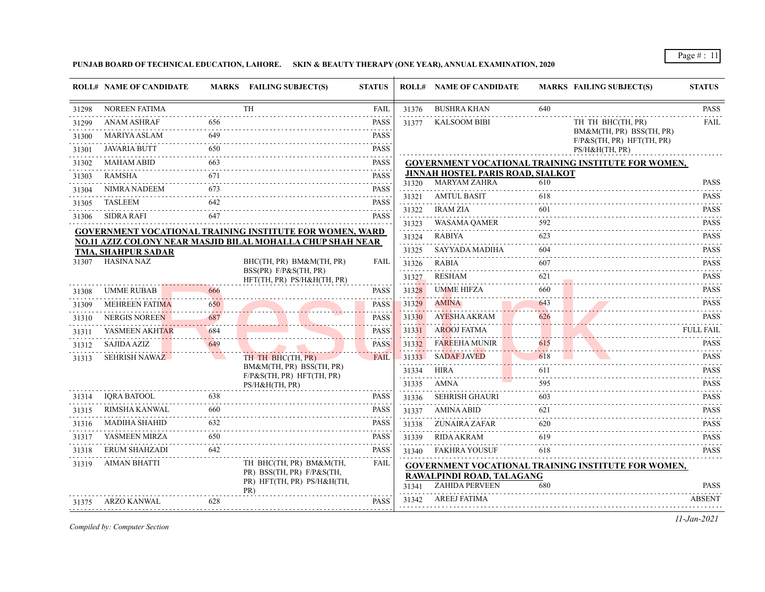**PUNJAB BOARD OF TECHNICAL EDUCATION, LAHORE. SKIN & BEAUTY THERAPY (ONE YEAR), ANNUAL EXAMINATION, 2020**

| ROLL# | NAME OF CANDIDATE | MARKS | FAILING SUBJECT(S) | STATUS |
|---|---|---|---|---|
| 31298 | NOREEN FATIMA | | TH | FAIL |
| 31299 | ANAM ASHRAF | 656 | | PASS |
| 31300 | MARIYA ASLAM | 649 | | PASS |
| 31301 | JAVARIA BUTT | 650 | | PASS |
| 31302 | MAHAM ABID | 663 | | PASS |
| 31303 | RAMSHA | 671 | | PASS |
| 31304 | NIMRA NADEEM | 673 | | PASS |
| 31305 | TASLEEM | 642 | | PASS |
| 31306 | SIDRA RAFI | 647 | | PASS |

**GOVERNMENT VOCATIONAL TRAINING INSTITUTE FOR WOMEN, WARD NO.11 AZIZ COLONY NEAR MASJID BILAL MOHALLA CHUP SHAH NEAR TMA, SHAHPUR SADAR**

| ROLL# | NAME OF CANDIDATE | MARKS | FAILING SUBJECT(S) | STATUS |
|---|---|---|---|---|
| 31307 | HASINA NAZ | | BHC(TH, PR) BM&M(TH, PR) BSS(PR) F/P&S(TH, PR) HFT(TH, PR) PS/H&H(TH, PR) | FAIL |
| 31308 | UMME RUBAB | 666 | | PASS |
| 31309 | MEHREEN FATIMA | 650 | | PASS |
| 31310 | NERGIS NOREEN | 687 | | PASS |
| 31311 | YASMEEN AKHTAR | 684 | | PASS |
| 31312 | SAJIDA AZIZ | 649 | | PASS |
| 31313 | SEHRISH NAWAZ | | TH TH BHC(TH, PR) BM&M(TH, PR) BSS(TH, PR) F/P&S(TH, PR) HFT(TH, PR) PS/H&H(TH, PR) | FAIL |
| 31314 | IQRA BATOOL | 638 | | PASS |
| 31315 | RIMSHA KANWAL | 660 | | PASS |
| 31316 | MADIHA SHAHID | 632 | | PASS |
| 31317 | YASMEEN MIRZA | 650 | | PASS |
| 31318 | ERUM SHAHZADI | 642 | | PASS |
| 31319 | AIMAN BHATTI | | TH BHC(TH, PR) BM&M(TH, PR) BSS(TH, PR) F/P&S(TH, PR) HFT(TH, PR) PS/H&H(TH, PR) | FAIL |
| 31375 | ARZO KANWAL | 628 | | PASS |
| 31376 | BUSHRA KHAN | 640 | | PASS |
| 31377 | KALSOOM BIBI | | TH TH BHC(TH, PR) BM&M(TH, PR) BSS(TH, PR) F/P&S(TH, PR) HFT(TH, PR) PS/H&H(TH, PR) | FAIL |

**GOVERNMENT VOCATIONAL TRAINING INSTITUTE FOR WOMEN, JINNAH HOSTEL PARIS ROAD, SIALKOT**

| ROLL# | NAME OF CANDIDATE | MARKS | FAILING SUBJECT(S) | STATUS |
|---|---|---|---|---|
| 31320 | MARYAM ZAHRA | 610 | | PASS |
| 31321 | AMTUL BASIT | 618 | | PASS |
| 31322 | IRAM ZIA | 601 | | PASS |
| 31323 | WASAMA QAMER | 592 | | PASS |
| 31324 | RABIYA | 623 | | PASS |
| 31325 | SAYYADA MADIHA | 604 | | PASS |
| 31326 | RABIA | 607 | | PASS |
| 31327 | RESHAM | 621 | | PASS |
| 31328 | UMME HIFZA | 660 | | PASS |
| 31329 | AMINA | 643 | | PASS |
| 31330 | AYESHA AKRAM | 626 | | PASS |
| 31331 | AROOJ FATMA | | | FULL FAIL |
| 31332 | FAREEHA MUNIR | 615 | | PASS |
| 31333 | SADAF JAVED | 618 | | PASS |
| 31334 | HIRA | 611 | | PASS |
| 31335 | AMNA | 595 | | PASS |
| 31336 | SEHRISH GHAURI | 603 | | PASS |
| 31337 | AMINA ABID | 621 | | PASS |
| 31338 | ZUNAIRA ZAFAR | 620 | | PASS |
| 31339 | RIDA AKRAM | 619 | | PASS |
| 31340 | FAKHRA YOUSUF | 618 | | PASS |

**GOVERNMENT VOCATIONAL TRAINING INSTITUTE FOR WOMEN, RAWALPINDI ROAD, TALAGANG**

| ROLL# | NAME OF CANDIDATE | MARKS | FAILING SUBJECT(S) | STATUS |
|---|---|---|---|---|
| 31341 | ZAHIDA PERVEEN | 680 | | PASS |
| 31342 | AREEJ FATIMA | | | ABSENT |

*Compiled by: Computer Section*

*11-Jan-2021*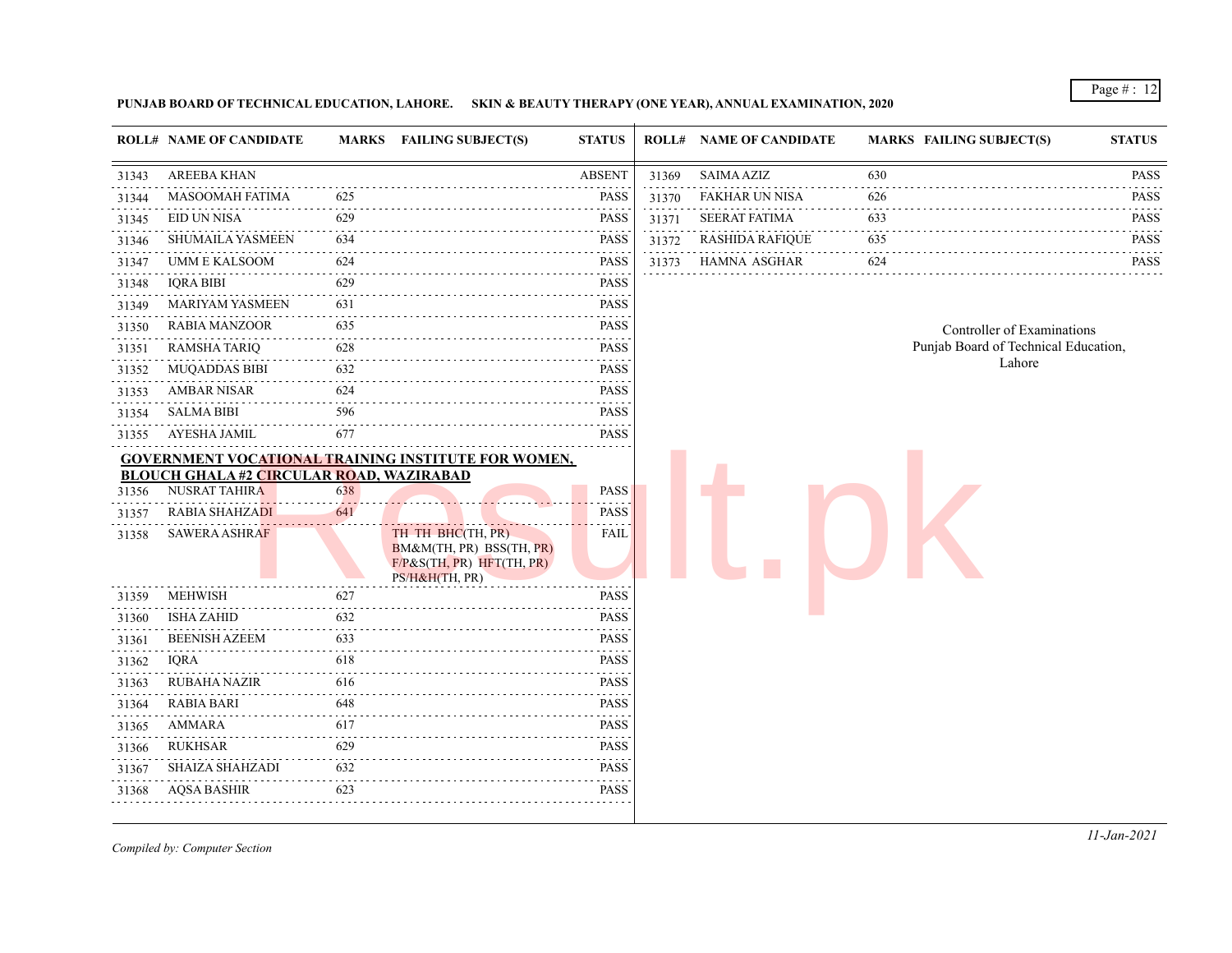**PUNJAB BOARD OF TECHNICAL EDUCATION, LAHORE. SKIN & BEAUTY THERAPY (ONE YEAR), ANNUAL EXAMINATION, 2020**

| ROLL# | NAME OF CANDIDATE | MARKS | FAILING SUBJECT(S) | STATUS |
|---|---|---|---|---|
| 31343 | AREEBA KHAN | | | ABSENT |
| 31344 | MASOOMAH FATIMA | 625 | | PASS |
| 31345 | EID UN NISA | 629 | | PASS |
| 31346 | SHUMAILA YASMEEN | 634 | | PASS |
| 31347 | UMM E KALSOOM | 624 | | PASS |
| 31348 | IQRA BIBI | 629 | | PASS |
| 31349 | MARIYAM YASMEEN | 631 | | PASS |
| 31350 | RABIA MANZOOR | 635 | | PASS |
| 31351 | RAMSHA TARIQ | 628 | | PASS |
| 31352 | MUQADDAS BIBI | 632 | | PASS |
| 31353 | AMBAR NISAR | 624 | | PASS |
| 31354 | SALMA BIBI | 596 | | PASS |
| 31355 | AYESHA JAMIL | 677 | | PASS |

**GOVERNMENT VOCATIONAL TRAINING INSTITUTE FOR WOMEN, BLOUCH GHALA #2 CIRCULAR ROAD, WAZIRABAD**

| ROLL# | NAME OF CANDIDATE | MARKS | FAILING SUBJECT(S) | STATUS |
|---|---|---|---|---|
| 31356 | NUSRAT TAHIRA | 638 | | PASS |
| 31357 | RABIA SHAHZADI | 641 | | PASS |
| 31358 | SAWERA ASHRAF | | TH TH BHC(TH, PR) BM&M(TH, PR) BSS(TH, PR) F/P&S(TH, PR) HFT(TH, PR) PS/H&H(TH, PR) | FAIL |
| 31359 | MEHWISH | 627 | | PASS |
| 31360 | ISHA ZAHID | 632 | | PASS |
| 31361 | BEENISH AZEEM | 633 | | PASS |
| 31362 | IQRA | 618 | | PASS |
| 31363 | RUBAHA NAZIR | 616 | | PASS |
| 31364 | RABIA BARI | 648 | | PASS |
| 31365 | AMMARA | 617 | | PASS |
| 31366 | RUKHSAR | 629 | | PASS |
| 31367 | SHAIZA SHAHZADI | 632 | | PASS |
| 31368 | AQSA BASHIR | 623 | | PASS |
| 31369 | SAIMA AZIZ | 630 | | PASS |
| 31370 | FAKHAR UN NISA | 626 | | PASS |
| 31371 | SEERAT FATIMA | 633 | | PASS |
| 31372 | RASHIDA RAFIQUE | 635 | | PASS |
| 31373 | HAMNA ASGHAR | 624 | | PASS |

Controller of Examinations
Punjab Board of Technical Education,
Lahore

*Compiled by: Computer Section*

*11-Jan-2021*